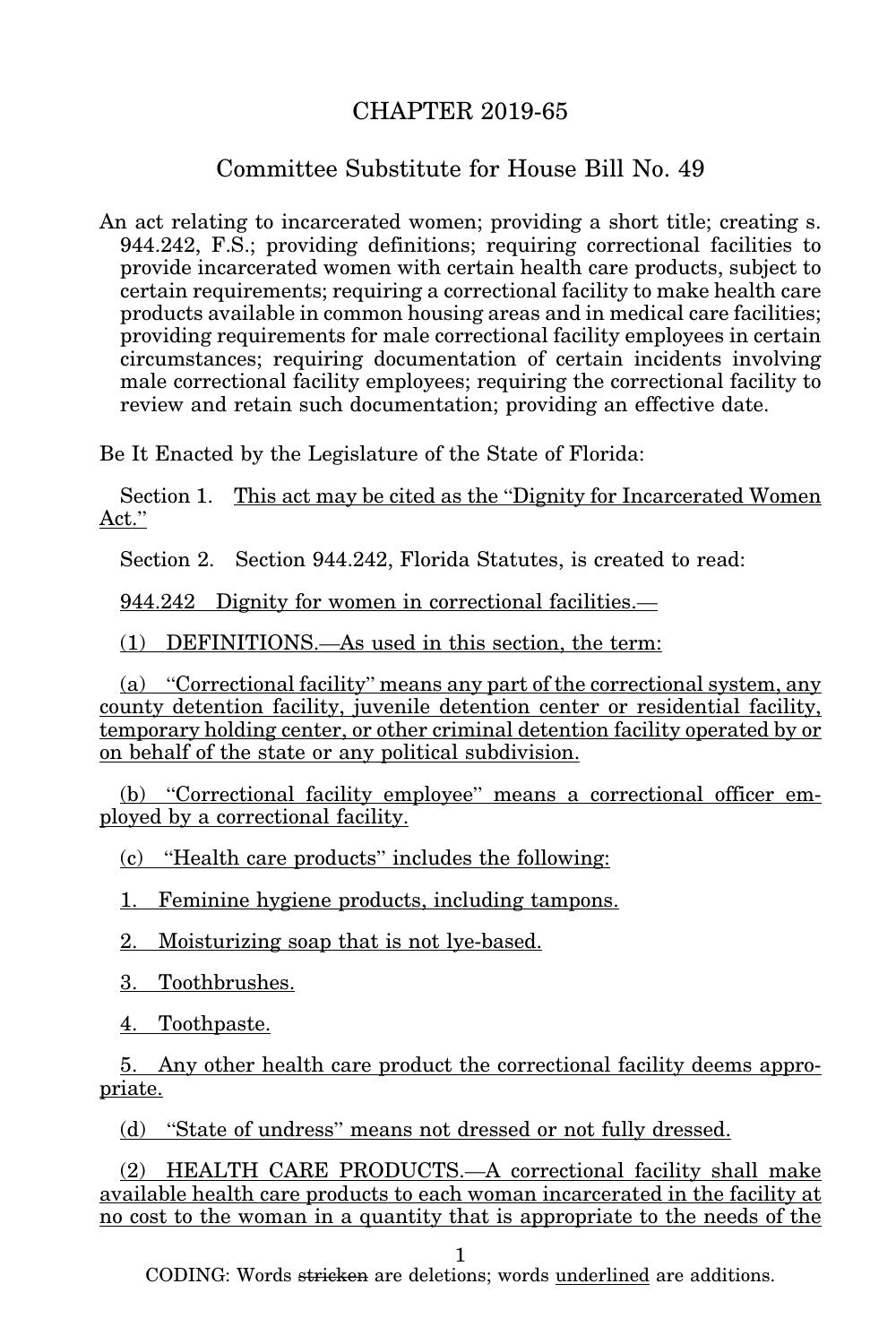# CHAPTER 2019-65

## Committee Substitute for House Bill No. 49

An act relating to incarcerated women; providing a short title; creating s. 944.242, F.S.; providing definitions; requiring correctional facilities to provide incarcerated women with certain health care products, subject to certain requirements; requiring a correctional facility to make health care products available in common housing areas and in medical care facilities; providing requirements for male correctional facility employees in certain circumstances; requiring documentation of certain incidents involving male correctional facility employees; requiring the correctional facility to review and retain such documentation; providing an effective date.

Be It Enacted by the Legislature of the State of Florida:

Section 1. This act may be cited as the "Dignity for Incarcerated Women Act."

Section 2. Section 944.242, Florida Statutes, is created to read:

944.242 Dignity for women in correctional facilities.—

(1) DEFINITIONS.—As used in this section, the term:

(a) "Correctional facility" means any part of the correctional system, any county detention facility, juvenile detention center or residential facility, temporary holding center, or other criminal detention facility operated by or on behalf of the state or any political subdivision.

(b) "Correctional facility employee" means a correctional officer employed by a correctional facility.

(c) "Health care products" includes the following:

1. Feminine hygiene products, including tampons.

2. Moisturizing soap that is not lye-based.

3. Toothbrushes.

4. Toothpaste.

5. Any other health care product the correctional facility deems appropriate.

(d) "State of undress" means not dressed or not fully dressed.

(2) HEALTH CARE PRODUCTS.—A correctional facility shall make available health care products to each woman incarcerated in the facility at no cost to the woman in a quantity that is appropriate to the needs of the

CODING: Words ~~stricken~~ are deletions; words underlined are additions.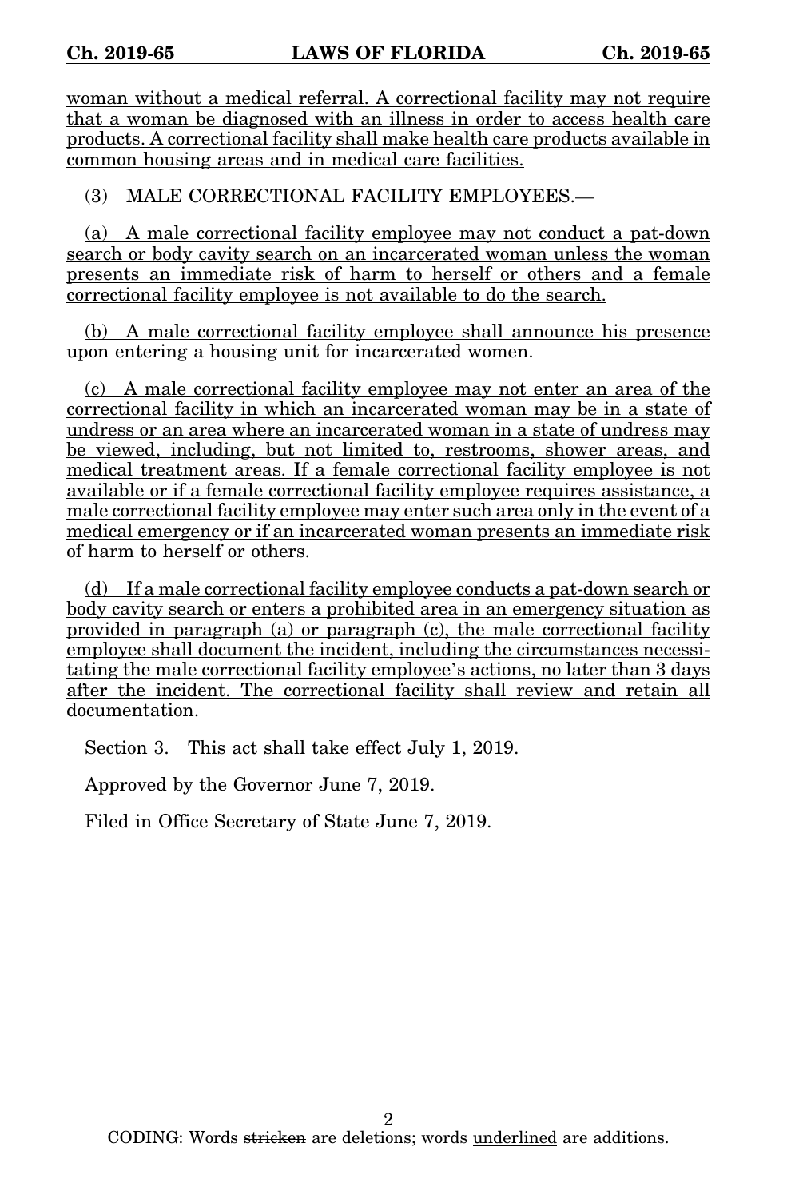woman without a medical referral. A correctional facility may not require that a woman be diagnosed with an illness in order to access health care products. A correctional facility shall make health care products available in common housing areas and in medical care facilities.

(3) MALE CORRECTIONAL FACILITY EMPLOYEES.—

(a) A male correctional facility employee may not conduct a pat-down search or body cavity search on an incarcerated woman unless the woman presents an immediate risk of harm to herself or others and a female correctional facility employee is not available to do the search.

(b) A male correctional facility employee shall announce his presence upon entering a housing unit for incarcerated women.

(c) A male correctional facility employee may not enter an area of the correctional facility in which an incarcerated woman may be in a state of undress or an area where an incarcerated woman in a state of undress may be viewed, including, but not limited to, restrooms, shower areas, and medical treatment areas. If a female correctional facility employee is not available or if a female correctional facility employee requires assistance, a male correctional facility employee may enter such area only in the event of a medical emergency or if an incarcerated woman presents an immediate risk of harm to herself or others.

(d) If a male correctional facility employee conducts a pat-down search or body cavity search or enters a prohibited area in an emergency situation as provided in paragraph (a) or paragraph (c), the male correctional facility employee shall document the incident, including the circumstances necessitating the male correctional facility employee's actions, no later than 3 days after the incident. The correctional facility shall review and retain all documentation.

Section 3. This act shall take effect July 1, 2019.

Approved by the Governor June 7, 2019.

Filed in Office Secretary of State June 7, 2019.

CODING: Words ~~stricken~~ are deletions; words underlined are additions.